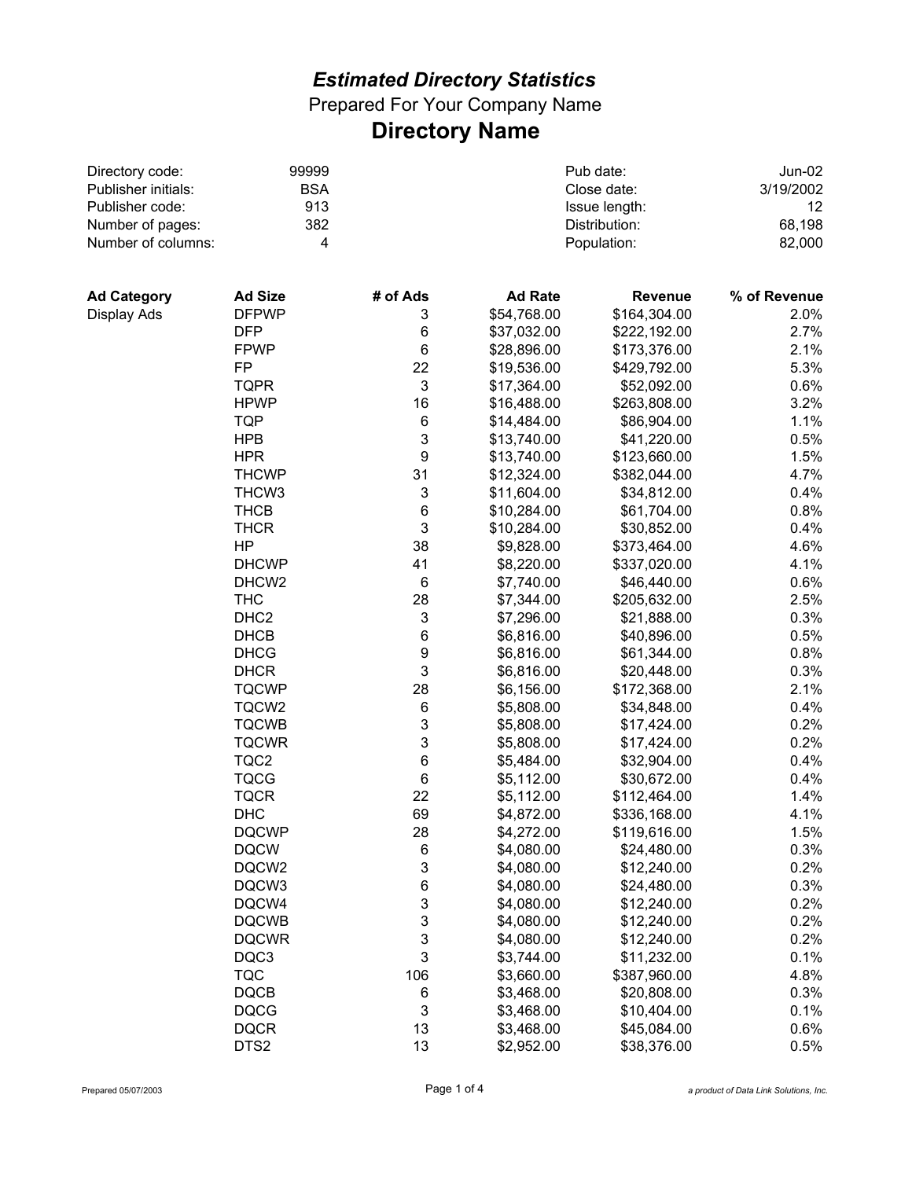# *Estimated Directory Statistics*

Prepared For Your Company Name

## Directory Name

| | | | |
|---|---|---|---|
| Directory code: | 99999 | Pub date: | Jun-02 |
| Publisher initials: | BSA | Close date: | 3/19/2002 |
| Publisher code: | 913 | Issue length: | 12 |
| Number of pages: | 382 | Distribution: | 68,198 |
| Number of columns: | 4 | Population: | 82,000 |

| Ad Category | Ad Size | # of Ads | Ad Rate | Revenue | % of Revenue |
|---|---|---|---|---|---|
| Display Ads | DFPWP | 3 | $54,768.00 | $164,304.00 | 2.0% |
| | DFP | 6 | $37,032.00 | $222,192.00 | 2.7% |
| | FPWP | 6 | $28,896.00 | $173,376.00 | 2.1% |
| | FP | 22 | $19,536.00 | $429,792.00 | 5.3% |
| | TQPR | 3 | $17,364.00 | $52,092.00 | 0.6% |
| | HPWP | 16 | $16,488.00 | $263,808.00 | 3.2% |
| | TQP | 6 | $14,484.00 | $86,904.00 | 1.1% |
| | HPB | 3 | $13,740.00 | $41,220.00 | 0.5% |
| | HPR | 9 | $13,740.00 | $123,660.00 | 1.5% |
| | THCWP | 31 | $12,324.00 | $382,044.00 | 4.7% |
| | THCW3 | 3 | $11,604.00 | $34,812.00 | 0.4% |
| | THCB | 6 | $10,284.00 | $61,704.00 | 0.8% |
| | THCR | 3 | $10,284.00 | $30,852.00 | 0.4% |
| | HP | 38 | $9,828.00 | $373,464.00 | 4.6% |
| | DHCWP | 41 | $8,220.00 | $337,020.00 | 4.1% |
| | DHCW2 | 6 | $7,740.00 | $46,440.00 | 0.6% |
| | THC | 28 | $7,344.00 | $205,632.00 | 2.5% |
| | DHC2 | 3 | $7,296.00 | $21,888.00 | 0.3% |
| | DHCB | 6 | $6,816.00 | $40,896.00 | 0.5% |
| | DHCG | 9 | $6,816.00 | $61,344.00 | 0.8% |
| | DHCR | 3 | $6,816.00 | $20,448.00 | 0.3% |
| | TQCWP | 28 | $6,156.00 | $172,368.00 | 2.1% |
| | TQCW2 | 6 | $5,808.00 | $34,848.00 | 0.4% |
| | TQCWB | 3 | $5,808.00 | $17,424.00 | 0.2% |
| | TQCWR | 3 | $5,808.00 | $17,424.00 | 0.2% |
| | TQC2 | 6 | $5,484.00 | $32,904.00 | 0.4% |
| | TQCG | 6 | $5,112.00 | $30,672.00 | 0.4% |
| | TQCR | 22 | $5,112.00 | $112,464.00 | 1.4% |
| | DHC | 69 | $4,872.00 | $336,168.00 | 4.1% |
| | DQCWP | 28 | $4,272.00 | $119,616.00 | 1.5% |
| | DQCW | 6 | $4,080.00 | $24,480.00 | 0.3% |
| | DQCW2 | 3 | $4,080.00 | $12,240.00 | 0.2% |
| | DQCW3 | 6 | $4,080.00 | $24,480.00 | 0.3% |
| | DQCW4 | 3 | $4,080.00 | $12,240.00 | 0.2% |
| | DQCWB | 3 | $4,080.00 | $12,240.00 | 0.2% |
| | DQCWR | 3 | $4,080.00 | $12,240.00 | 0.2% |
| | DQC3 | 3 | $3,744.00 | $11,232.00 | 0.1% |
| | TQC | 106 | $3,660.00 | $387,960.00 | 4.8% |
| | DQCB | 6 | $3,468.00 | $20,808.00 | 0.3% |
| | DQCG | 3 | $3,468.00 | $10,404.00 | 0.1% |
| | DQCR | 13 | $3,468.00 | $45,084.00 | 0.6% |
| | DTS2 | 13 | $2,952.00 | $38,376.00 | 0.5% |

Prepared 05/07/2003

*a product of Data Link Solutions, Inc.*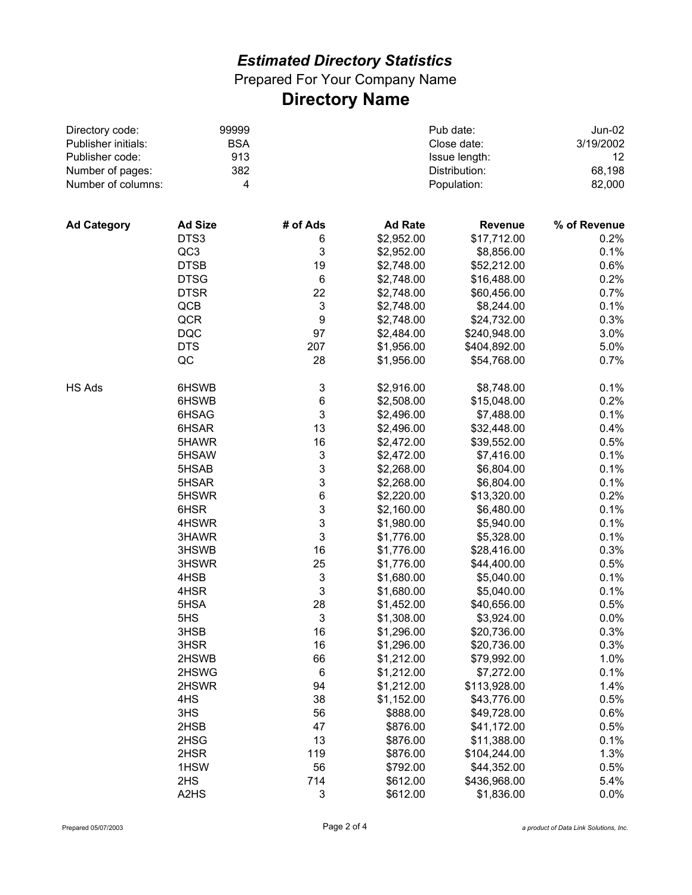# *Estimated Directory Statistics*

Prepared For Your Company Name

## Directory Name

| | | | |
|---|---|---|---|
| Directory code: | 99999 | Pub date: | Jun-02 |
| Publisher initials: | BSA | Close date: | 3/19/2002 |
| Publisher code: | 913 | Issue length: | 12 |
| Number of pages: | 382 | Distribution: | 68,198 |
| Number of columns: | 4 | Population: | 82,000 |

| Ad Category | Ad Size | # of Ads | Ad Rate | Revenue | % of Revenue |
|---|---|---|---|---|---|
| | DTS3 | 6 | $2,952.00 | $17,712.00 | 0.2% |
| | QC3 | 3 | $2,952.00 | $8,856.00 | 0.1% |
| | DTSB | 19 | $2,748.00 | $52,212.00 | 0.6% |
| | DTSG | 6 | $2,748.00 | $16,488.00 | 0.2% |
| | DTSR | 22 | $2,748.00 | $60,456.00 | 0.7% |
| | QCB | 3 | $2,748.00 | $8,244.00 | 0.1% |
| | QCR | 9 | $2,748.00 | $24,732.00 | 0.3% |
| | DQC | 97 | $2,484.00 | $240,948.00 | 3.0% |
| | DTS | 207 | $1,956.00 | $404,892.00 | 5.0% |
| | QC | 28 | $1,956.00 | $54,768.00 | 0.7% |
| HS Ads | 6HSWB | 3 | $2,916.00 | $8,748.00 | 0.1% |
| | 6HSWB | 6 | $2,508.00 | $15,048.00 | 0.2% |
| | 6HSAG | 3 | $2,496.00 | $7,488.00 | 0.1% |
| | 6HSAR | 13 | $2,496.00 | $32,448.00 | 0.4% |
| | 5HAWR | 16 | $2,472.00 | $39,552.00 | 0.5% |
| | 5HSAW | 3 | $2,472.00 | $7,416.00 | 0.1% |
| | 5HSAB | 3 | $2,268.00 | $6,804.00 | 0.1% |
| | 5HSAR | 3 | $2,268.00 | $6,804.00 | 0.1% |
| | 5HSWR | 6 | $2,220.00 | $13,320.00 | 0.2% |
| | 6HSR | 3 | $2,160.00 | $6,480.00 | 0.1% |
| | 4HSWR | 3 | $1,980.00 | $5,940.00 | 0.1% |
| | 3HAWR | 3 | $1,776.00 | $5,328.00 | 0.1% |
| | 3HSWB | 16 | $1,776.00 | $28,416.00 | 0.3% |
| | 3HSWR | 25 | $1,776.00 | $44,400.00 | 0.5% |
| | 4HSB | 3 | $1,680.00 | $5,040.00 | 0.1% |
| | 4HSR | 3 | $1,680.00 | $5,040.00 | 0.1% |
| | 5HSA | 28 | $1,452.00 | $40,656.00 | 0.5% |
| | 5HS | 3 | $1,308.00 | $3,924.00 | 0.0% |
| | 3HSB | 16 | $1,296.00 | $20,736.00 | 0.3% |
| | 3HSR | 16 | $1,296.00 | $20,736.00 | 0.3% |
| | 2HSWB | 66 | $1,212.00 | $79,992.00 | 1.0% |
| | 2HSWG | 6 | $1,212.00 | $7,272.00 | 0.1% |
| | 2HSWR | 94 | $1,212.00 | $113,928.00 | 1.4% |
| | 4HS | 38 | $1,152.00 | $43,776.00 | 0.5% |
| | 3HS | 56 | $888.00 | $49,728.00 | 0.6% |
| | 2HSB | 47 | $876.00 | $41,172.00 | 0.5% |
| | 2HSG | 13 | $876.00 | $11,388.00 | 0.1% |
| | 2HSR | 119 | $876.00 | $104,244.00 | 1.3% |
| | 1HSW | 56 | $792.00 | $44,352.00 | 0.5% |
| | 2HS | 714 | $612.00 | $436,968.00 | 5.4% |
| | A2HS | 3 | $612.00 | $1,836.00 | 0.0% |

Prepared 05/07/2003

*a product of Data Link Solutions, Inc.*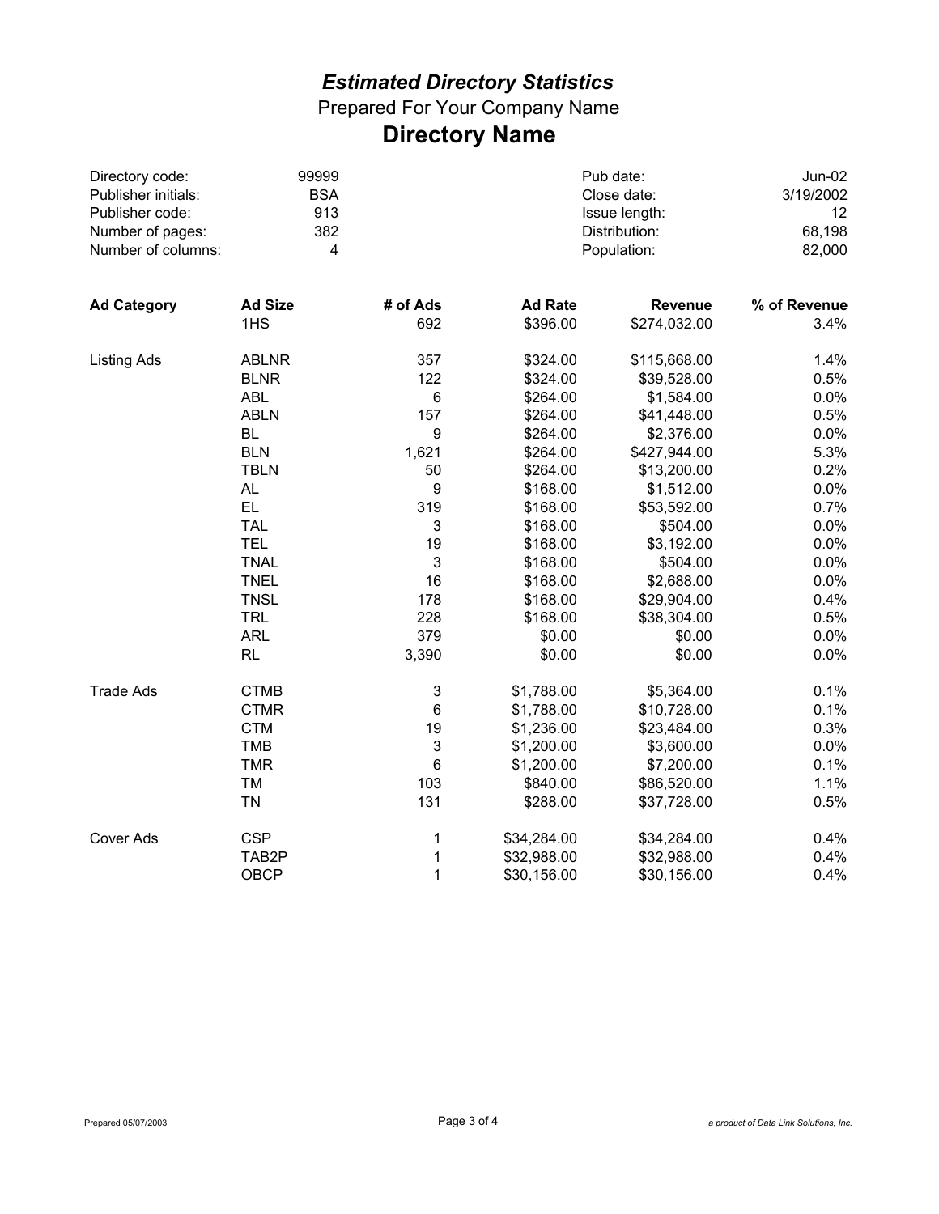# *Estimated Directory Statistics*

## Prepared For Your Company Name

# Directory Name

| | | | |
|---|---|---|---|
| Directory code: | 99999 | Pub date: | Jun-02 |
| Publisher initials: | BSA | Close date: | 3/19/2002 |
| Publisher code: | 913 | Issue length: | 12 |
| Number of pages: | 382 | Distribution: | 68,198 |
| Number of columns: | 4 | Population: | 82,000 |

| **Ad Category** | **Ad Size** | **# of Ads** | **Ad Rate** | **Revenue** | **% of Revenue** |
|---|---|---|---|---|---|
| | 1HS | 692 | $396.00 | $274,032.00 | 3.4% |
| Listing Ads | ABLNR | 357 | $324.00 | $115,668.00 | 1.4% |
| | BLNR | 122 | $324.00 | $39,528.00 | 0.5% |
| | ABL | 6 | $264.00 | $1,584.00 | 0.0% |
| | ABLN | 157 | $264.00 | $41,448.00 | 0.5% |
| | BL | 9 | $264.00 | $2,376.00 | 0.0% |
| | BLN | 1,621 | $264.00 | $427,944.00 | 5.3% |
| | TBLN | 50 | $264.00 | $13,200.00 | 0.2% |
| | AL | 9 | $168.00 | $1,512.00 | 0.0% |
| | EL | 319 | $168.00 | $53,592.00 | 0.7% |
| | TAL | 3 | $168.00 | $504.00 | 0.0% |
| | TEL | 19 | $168.00 | $3,192.00 | 0.0% |
| | TNAL | 3 | $168.00 | $504.00 | 0.0% |
| | TNEL | 16 | $168.00 | $2,688.00 | 0.0% |
| | TNSL | 178 | $168.00 | $29,904.00 | 0.4% |
| | TRL | 228 | $168.00 | $38,304.00 | 0.5% |
| | ARL | 379 | $0.00 | $0.00 | 0.0% |
| | RL | 3,390 | $0.00 | $0.00 | 0.0% |
| Trade Ads | CTMB | 3 | $1,788.00 | $5,364.00 | 0.1% |
| | CTMR | 6 | $1,788.00 | $10,728.00 | 0.1% |
| | CTM | 19 | $1,236.00 | $23,484.00 | 0.3% |
| | TMB | 3 | $1,200.00 | $3,600.00 | 0.0% |
| | TMR | 6 | $1,200.00 | $7,200.00 | 0.1% |
| | TM | 103 | $840.00 | $86,520.00 | 1.1% |
| | TN | 131 | $288.00 | $37,728.00 | 0.5% |
| Cover Ads | CSP | 1 | $34,284.00 | $34,284.00 | 0.4% |
| | TAB2P | 1 | $32,988.00 | $32,988.00 | 0.4% |
| | OBCP | 1 | $30,156.00 | $30,156.00 | 0.4% |

Prepared 05/07/2003

*a product of Data Link Solutions, Inc.*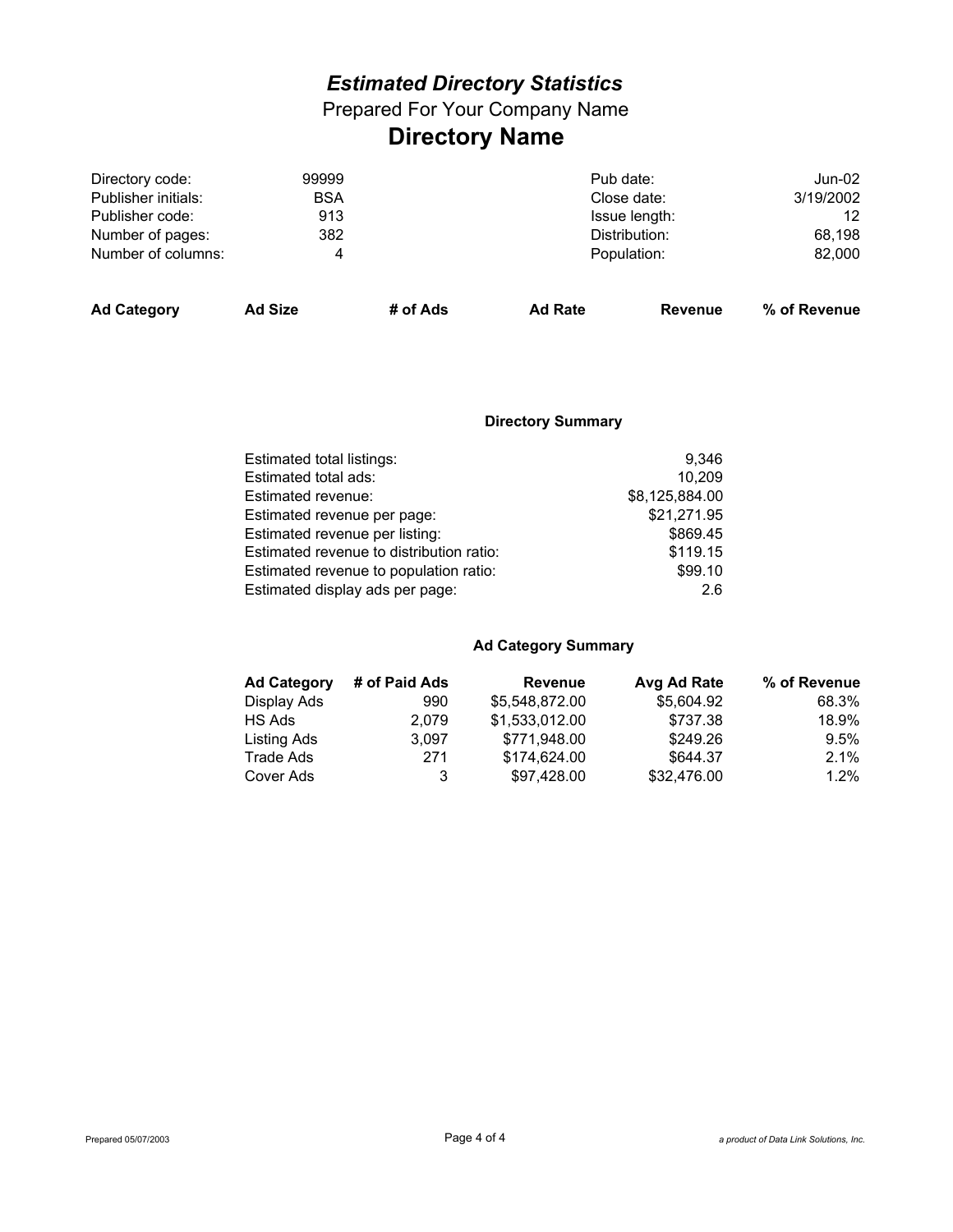# *Estimated Directory Statistics*

Prepared For Your Company Name

## Directory Name

| | | | |
|---|---|---|---|
| Directory code: | 99999 | Pub date: | Jun-02 |
| Publisher initials: | BSA | Close date: | 3/19/2002 |
| Publisher code: | 913 | Issue length: | 12 |
| Number of pages: | 382 | Distribution: | 68,198 |
| Number of columns: | 4 | Population: | 82,000 |

| Ad Category | Ad Size | # of Ads | Ad Rate | Revenue | % of Revenue |
|---|---|---|---|---|---|

### Directory Summary

| | |
|---|---|
| Estimated total listings: | 9,346 |
| Estimated total ads: | 10,209 |
| Estimated revenue: | $8,125,884.00 |
| Estimated revenue per page: | $21,271.95 |
| Estimated revenue per listing: | $869.45 |
| Estimated revenue to distribution ratio: | $119.15 |
| Estimated revenue to population ratio: | $99.10 |
| Estimated display ads per page: | 2.6 |

### Ad Category Summary

| Ad Category | # of Paid Ads | Revenue | Avg Ad Rate | % of Revenue |
|---|---|---|---|---|
| Display Ads | 990 | $5,548,872.00 | $5,604.92 | 68.3% |
| HS Ads | 2,079 | $1,533,012.00 | $737.38 | 18.9% |
| Listing Ads | 3,097 | $771,948.00 | $249.26 | 9.5% |
| Trade Ads | 271 | $174,624.00 | $644.37 | 2.1% |
| Cover Ads | 3 | $97,428.00 | $32,476.00 | 1.2% |

Prepared 05/07/2003

*a product of Data Link Solutions, Inc.*